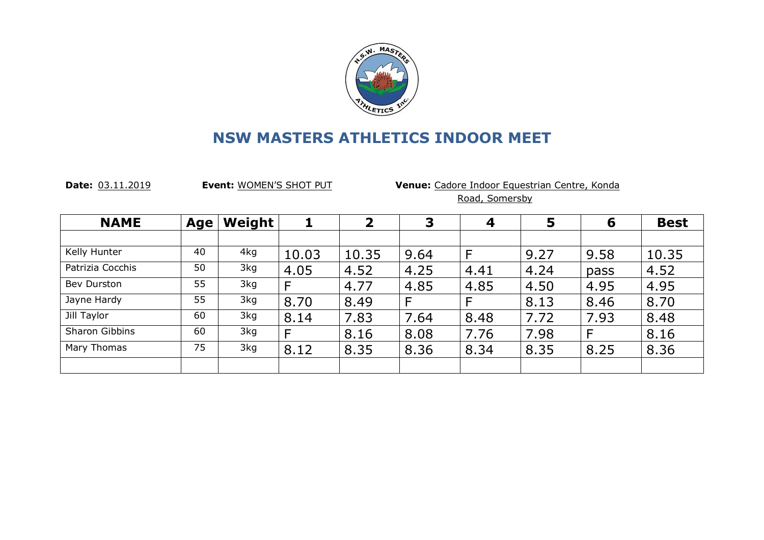# NSW MASTERS ATHLETICS INDOOR MEET

**Date:** 03.11.2019 **Event:** WOMEN'S SHOT PUT **Venue:** Cadore Indoor Equestrian Centre, Konda Road, Somersby

| NAME | Age | Weight | 1 | 2 | 3 | 4 | 5 | 6 | Best |
|---|---|---|---|---|---|---|---|---|---|
| | | | | | | | | | |
| Kelly Hunter | 40 | 4kg | 10.03 | 10.35 | 9.64 | F | 9.27 | 9.58 | 10.35 |
| Patrizia Cocchis | 50 | 3kg | 4.05 | 4.52 | 4.25 | 4.41 | 4.24 | pass | 4.52 |
| Bev Durston | 55 | 3kg | F | 4.77 | 4.85 | 4.85 | 4.50 | 4.95 | 4.95 |
| Jayne Hardy | 55 | 3kg | 8.70 | 8.49 | F | F | 8.13 | 8.46 | 8.70 |
| Jill Taylor | 60 | 3kg | 8.14 | 7.83 | 7.64 | 8.48 | 7.72 | 7.93 | 8.48 |
| Sharon Gibbins | 60 | 3kg | F | 8.16 | 8.08 | 7.76 | 7.98 | F | 8.16 |
| Mary Thomas | 75 | 3kg | 8.12 | 8.35 | 8.36 | 8.34 | 8.35 | 8.25 | 8.36 |
| | | | | | | | | | |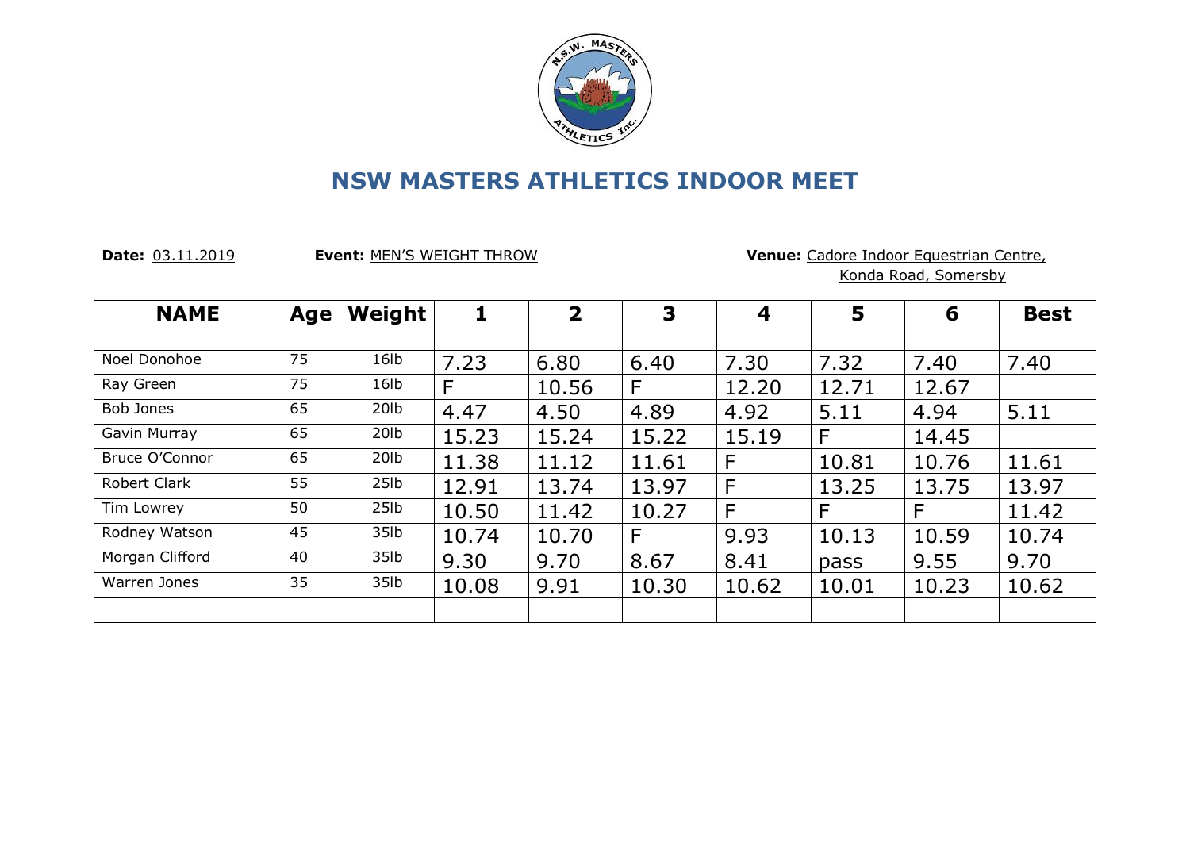# NSW MASTERS ATHLETICS INDOOR MEET

**Date:** 03.11.2019 **Event:** MEN'S WEIGHT THROW **Venue:** Cadore Indoor Equestrian Centre, Konda Road, Somersby

| NAME | Age | Weight | 1 | 2 | 3 | 4 | 5 | 6 | Best |
|---|---|---|---|---|---|---|---|---|---|
| | | | | | | | | | |
| Noel Donohoe | 75 | 16lb | 7.23 | 6.80 | 6.40 | 7.30 | 7.32 | 7.40 | 7.40 |
| Ray Green | 75 | 16lb | F | 10.56 | F | 12.20 | 12.71 | 12.67 | |
| Bob Jones | 65 | 20lb | 4.47 | 4.50 | 4.89 | 4.92 | 5.11 | 4.94 | 5.11 |
| Gavin Murray | 65 | 20lb | 15.23 | 15.24 | 15.22 | 15.19 | F | 14.45 | |
| Bruce O'Connor | 65 | 20lb | 11.38 | 11.12 | 11.61 | F | 10.81 | 10.76 | 11.61 |
| Robert Clark | 55 | 25lb | 12.91 | 13.74 | 13.97 | F | 13.25 | 13.75 | 13.97 |
| Tim Lowrey | 50 | 25lb | 10.50 | 11.42 | 10.27 | F | F | F | 11.42 |
| Rodney Watson | 45 | 35lb | 10.74 | 10.70 | F | 9.93 | 10.13 | 10.59 | 10.74 |
| Morgan Clifford | 40 | 35lb | 9.30 | 9.70 | 8.67 | 8.41 | pass | 9.55 | 9.70 |
| Warren Jones | 35 | 35lb | 10.08 | 9.91 | 10.30 | 10.62 | 10.01 | 10.23 | 10.62 |
| | | | | | | | | | |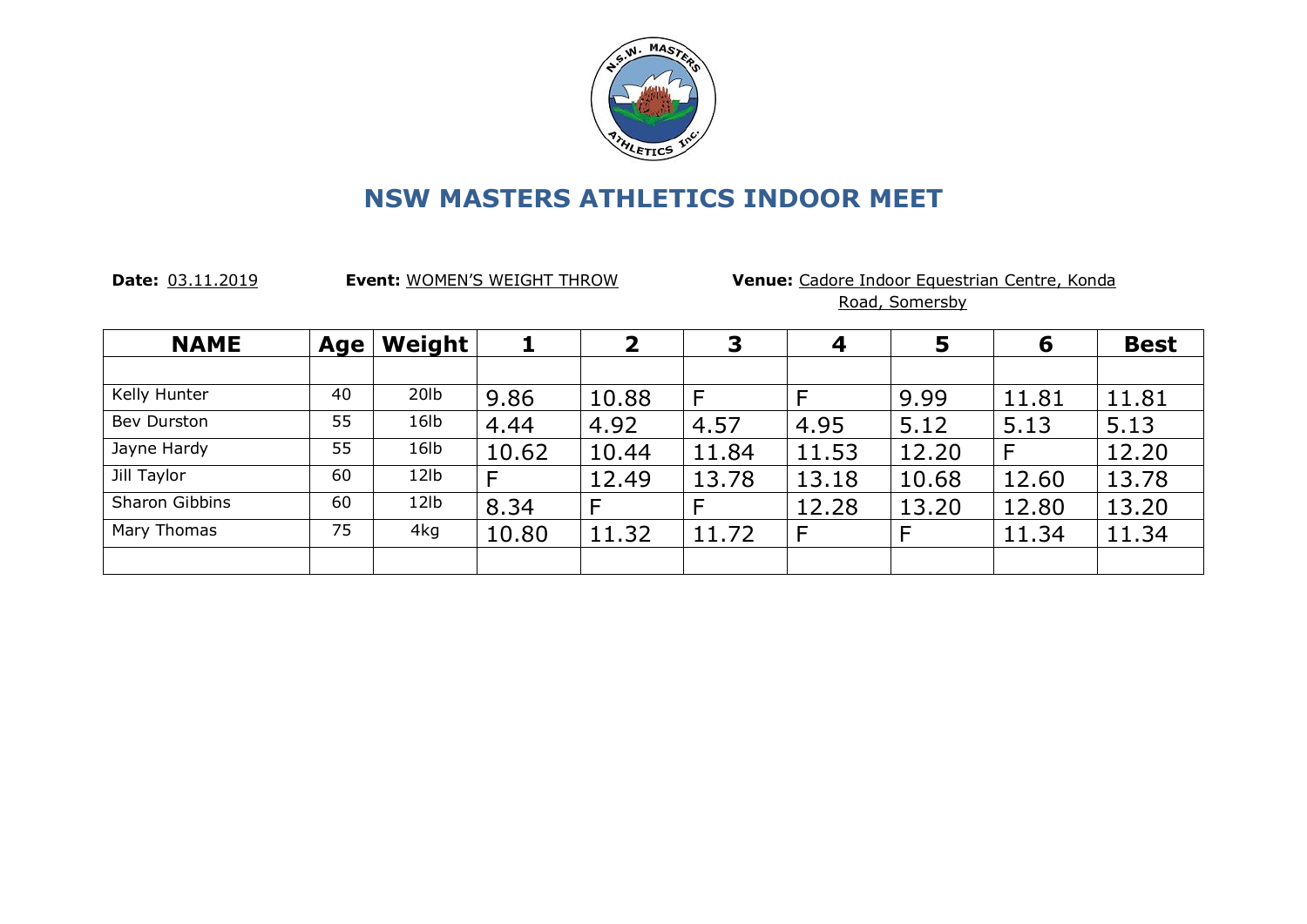# NSW MASTERS ATHLETICS INDOOR MEET

**Date:** 03.11.2019 **Event:** WOMEN'S WEIGHT THROW **Venue:** Cadore Indoor Equestrian Centre, Konda Road, Somersby

| NAME | Age | Weight | 1 | 2 | 3 | 4 | 5 | 6 | Best |
|---|---|---|---|---|---|---|---|---|---|
| | | | | | | | | | |
| Kelly Hunter | 40 | 20lb | 9.86 | 10.88 | F | F | 9.99 | 11.81 | 11.81 |
| Bev Durston | 55 | 16lb | 4.44 | 4.92 | 4.57 | 4.95 | 5.12 | 5.13 | 5.13 |
| Jayne Hardy | 55 | 16lb | 10.62 | 10.44 | 11.84 | 11.53 | 12.20 | F | 12.20 |
| Jill Taylor | 60 | 12lb | F | 12.49 | 13.78 | 13.18 | 10.68 | 12.60 | 13.78 |
| Sharon Gibbins | 60 | 12lb | 8.34 | F | F | 12.28 | 13.20 | 12.80 | 13.20 |
| Mary Thomas | 75 | 4kg | 10.80 | 11.32 | 11.72 | F | F | 11.34 | 11.34 |
| | | | | | | | | | |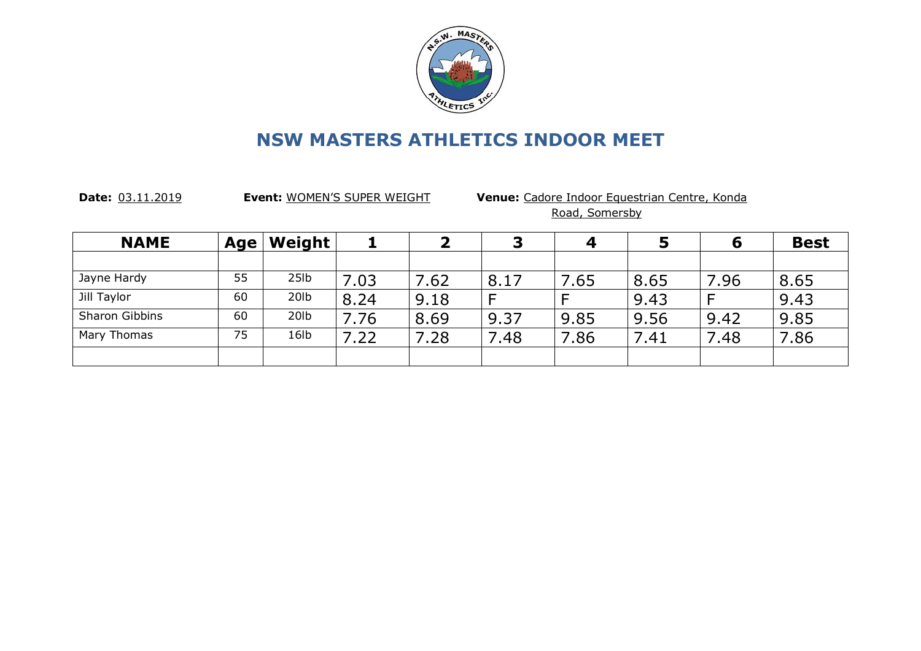# NSW MASTERS ATHLETICS INDOOR MEET

**Date:** 03.11.2019 **Event:** WOMEN'S SUPER WEIGHT **Venue:** Cadore Indoor Equestrian Centre, Konda Road, Somersby

| NAME | Age | Weight | 1 | 2 | 3 | 4 | 5 | 6 | Best |
|---|---|---|---|---|---|---|---|---|---|
| | | | | | | | | | |
| Jayne Hardy | 55 | 25lb | 7.03 | 7.62 | 8.17 | 7.65 | 8.65 | 7.96 | 8.65 |
| Jill Taylor | 60 | 20lb | 8.24 | 9.18 | F | F | 9.43 | F | 9.43 |
| Sharon Gibbins | 60 | 20lb | 7.76 | 8.69 | 9.37 | 9.85 | 9.56 | 9.42 | 9.85 |
| Mary Thomas | 75 | 16lb | 7.22 | 7.28 | 7.48 | 7.86 | 7.41 | 7.48 | 7.86 |
| | | | | | | | | | |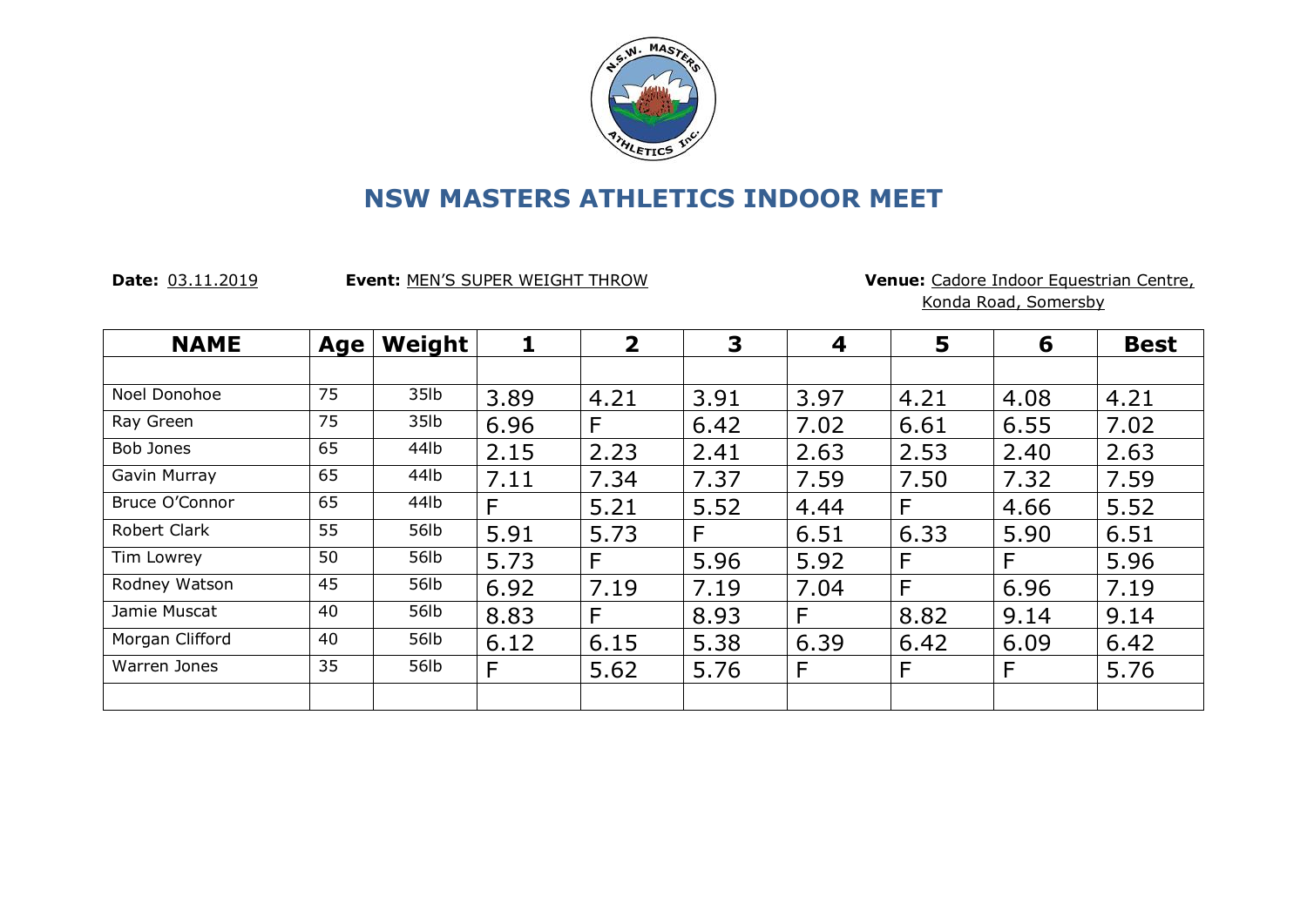# NSW MASTERS ATHLETICS INDOOR MEET

**Date:** 03.11.2019 **Event:** MEN'S SUPER WEIGHT THROW **Venue:** Cadore Indoor Equestrian Centre, Konda Road, Somersby

| NAME | Age | Weight | 1 | 2 | 3 | 4 | 5 | 6 | Best |
|---|---|---|---|---|---|---|---|---|---|
| | | | | | | | | | |
| Noel Donohoe | 75 | 35lb | 3.89 | 4.21 | 3.91 | 3.97 | 4.21 | 4.08 | 4.21 |
| Ray Green | 75 | 35lb | 6.96 | F | 6.42 | 7.02 | 6.61 | 6.55 | 7.02 |
| Bob Jones | 65 | 44lb | 2.15 | 2.23 | 2.41 | 2.63 | 2.53 | 2.40 | 2.63 |
| Gavin Murray | 65 | 44lb | 7.11 | 7.34 | 7.37 | 7.59 | 7.50 | 7.32 | 7.59 |
| Bruce O'Connor | 65 | 44lb | F | 5.21 | 5.52 | 4.44 | F | 4.66 | 5.52 |
| Robert Clark | 55 | 56lb | 5.91 | 5.73 | F | 6.51 | 6.33 | 5.90 | 6.51 |
| Tim Lowrey | 50 | 56lb | 5.73 | F | 5.96 | 5.92 | F | F | 5.96 |
| Rodney Watson | 45 | 56lb | 6.92 | 7.19 | 7.19 | 7.04 | F | 6.96 | 7.19 |
| Jamie Muscat | 40 | 56lb | 8.83 | F | 8.93 | F | 8.82 | 9.14 | 9.14 |
| Morgan Clifford | 40 | 56lb | 6.12 | 6.15 | 5.38 | 6.39 | 6.42 | 6.09 | 6.42 |
| Warren Jones | 35 | 56lb | F | 5.62 | 5.76 | F | F | F | 5.76 |
| | | | | | | | | | |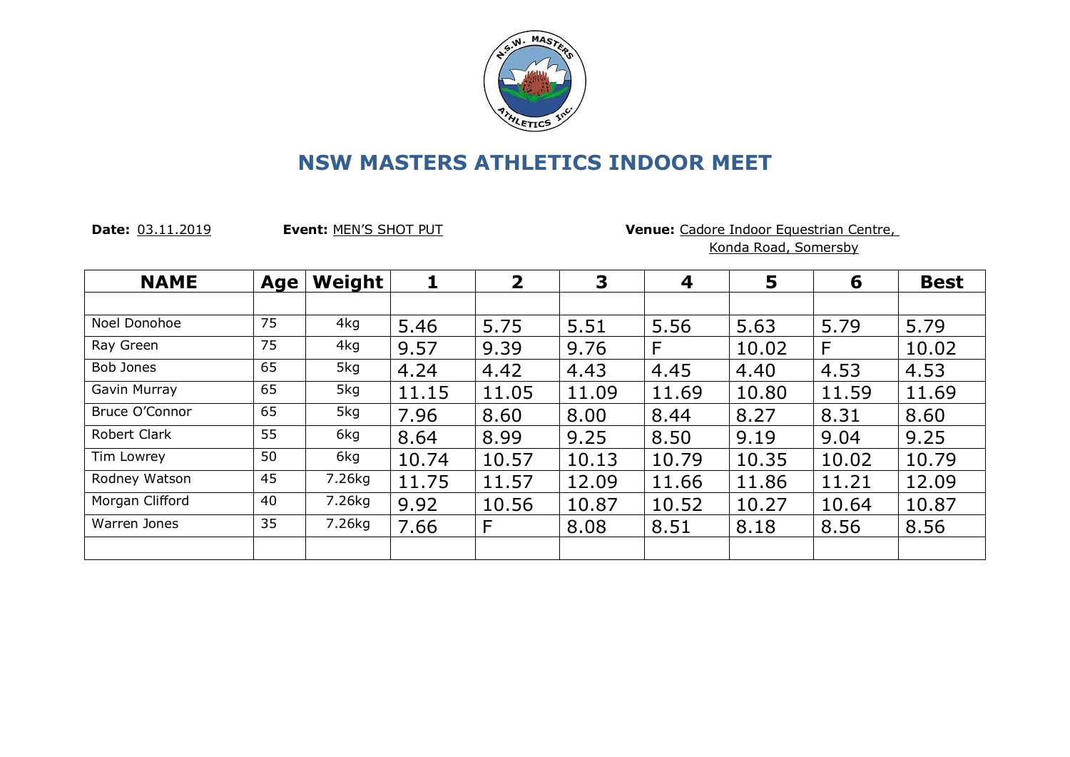# NSW MASTERS ATHLETICS INDOOR MEET

**Date:** 03.11.2019 **Event:** MEN'S SHOT PUT **Venue:** Cadore Indoor Equestrian Centre, Konda Road, Somersby

| NAME | Age | Weight | 1 | 2 | 3 | 4 | 5 | 6 | Best |
|---|---|---|---|---|---|---|---|---|---|
| | | | | | | | | | |
| Noel Donohoe | 75 | 4kg | 5.46 | 5.75 | 5.51 | 5.56 | 5.63 | 5.79 | 5.79 |
| Ray Green | 75 | 4kg | 9.57 | 9.39 | 9.76 | F | 10.02 | F | 10.02 |
| Bob Jones | 65 | 5kg | 4.24 | 4.42 | 4.43 | 4.45 | 4.40 | 4.53 | 4.53 |
| Gavin Murray | 65 | 5kg | 11.15 | 11.05 | 11.09 | 11.69 | 10.80 | 11.59 | 11.69 |
| Bruce O'Connor | 65 | 5kg | 7.96 | 8.60 | 8.00 | 8.44 | 8.27 | 8.31 | 8.60 |
| Robert Clark | 55 | 6kg | 8.64 | 8.99 | 9.25 | 8.50 | 9.19 | 9.04 | 9.25 |
| Tim Lowrey | 50 | 6kg | 10.74 | 10.57 | 10.13 | 10.79 | 10.35 | 10.02 | 10.79 |
| Rodney Watson | 45 | 7.26kg | 11.75 | 11.57 | 12.09 | 11.66 | 11.86 | 11.21 | 12.09 |
| Morgan Clifford | 40 | 7.26kg | 9.92 | 10.56 | 10.87 | 10.52 | 10.27 | 10.64 | 10.87 |
| Warren Jones | 35 | 7.26kg | 7.66 | F | 8.08 | 8.51 | 8.18 | 8.56 | 8.56 |
| | | | | | | | | | |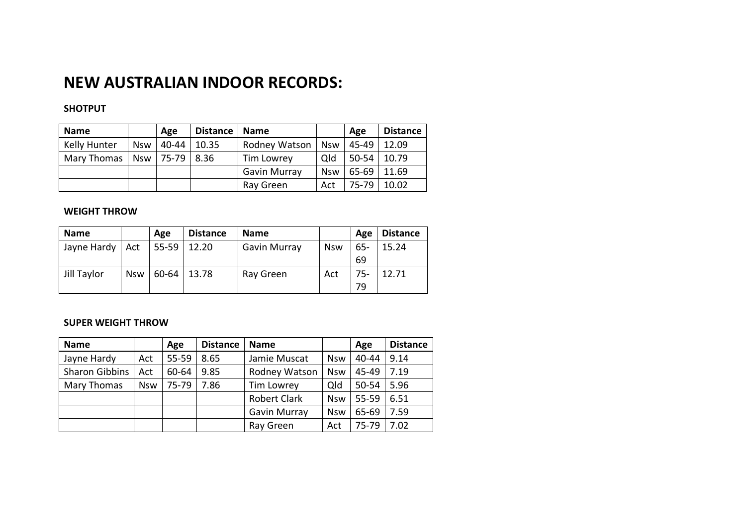# NEW AUSTRALIAN INDOOR RECORDS:

### SHOTPUT

| Name | | Age | Distance | Name | | Age | Distance |
|---|---|---|---|---|---|---|---|
| Kelly Hunter | Nsw | 40-44 | 10.35 | Rodney Watson | Nsw | 45-49 | 12.09 |
| Mary Thomas | Nsw | 75-79 | 8.36 | Tim Lowrey | Qld | 50-54 | 10.79 |
| | | | | Gavin Murray | Nsw | 65-69 | 11.69 |
| | | | | Ray Green | Act | 75-79 | 10.02 |

### WEIGHT THROW

| Name | | Age | Distance | Name | | Age | Distance |
|---|---|---|---|---|---|---|---|
| Jayne Hardy | Act | 55-59 | 12.20 | Gavin Murray | Nsw | 65-69 | 15.24 |
| Jill Taylor | Nsw | 60-64 | 13.78 | Ray Green | Act | 75-79 | 12.71 |

### SUPER WEIGHT THROW

| Name | | Age | Distance | Name | | Age | Distance |
|---|---|---|---|---|---|---|---|
| Jayne Hardy | Act | 55-59 | 8.65 | Jamie Muscat | Nsw | 40-44 | 9.14 |
| Sharon Gibbins | Act | 60-64 | 9.85 | Rodney Watson | Nsw | 45-49 | 7.19 |
| Mary Thomas | Nsw | 75-79 | 7.86 | Tim Lowrey | Qld | 50-54 | 5.96 |
| | | | | Robert Clark | Nsw | 55-59 | 6.51 |
| | | | | Gavin Murray | Nsw | 65-69 | 7.59 |
| | | | | Ray Green | Act | 75-79 | 7.02 |